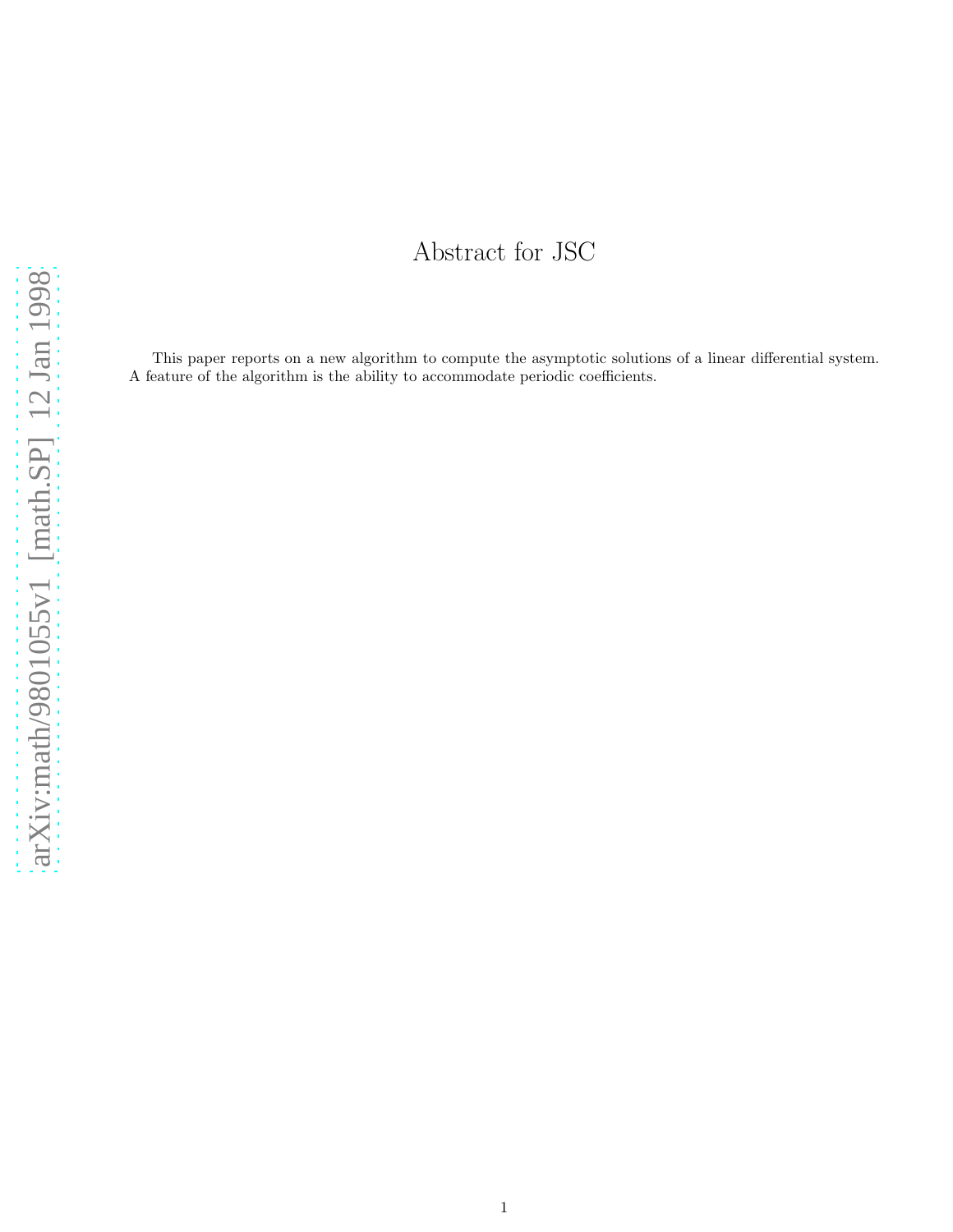# Abstract for JSC

This paper reports on a new algorithm to compute the asymptotic solutions of a linear differential system. A feature of the algorithm is the ability to accommodate periodic coefficients.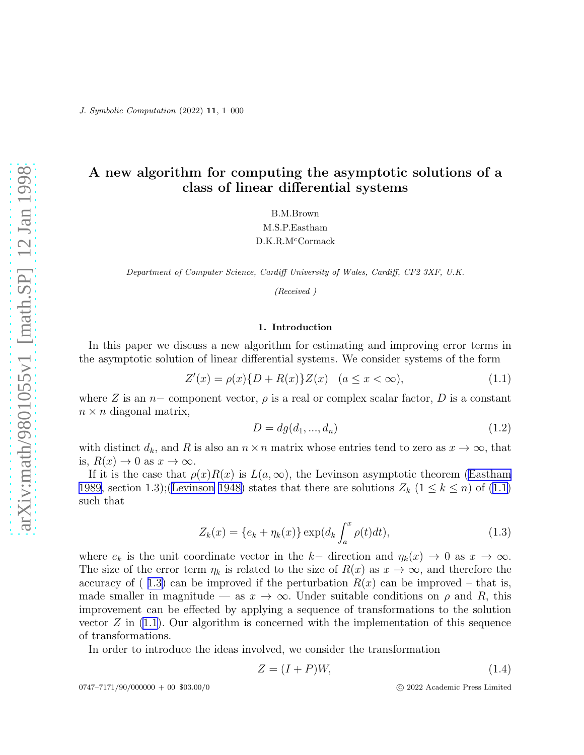# A new algorithm for computing the asymptotic solutions of a class of linear differential systems

B.M.Brown

M.S.P.Eastham

D.K.R.M$^c$Cormack

*Department of Computer Science, Cardiff University of Wales, Cardiff, CF2 3XF, U.K.*

*(Received )*

## 1. Introduction

In this paper we discuss a new algorithm for estimating and improving error terms in the asymptotic solution of linear differential systems. We consider systems of the form

$$Z'(x) = \rho(x)\{D + R(x)\}Z(x) \quad (a \leq x < \infty), \tag{1.1}$$

where $Z$ is an $n-$ component vector, $\rho$ is a real or complex scalar factor, $D$ is a constant $n \times n$ diagonal matrix,

$$D = dg(d_1, ..., d_n) \tag{1.2}$$

with distinct $d_k$, and $R$ is also an $n \times n$ matrix whose entries tend to zero as $x \to \infty$, that is, $R(x) \to 0$ as $x \to \infty$.

If it is the case that $\rho(x)R(x)$ is $L(a, \infty)$, the Levinson asymptotic theorem (Eastham 1989, section 1.3);(Levinson 1948) states that there are solutions $Z_k$ $(1 \leq k \leq n)$ of (1.1) such that

$$Z_k(x) = \{e_k + \eta_k(x)\} \exp(d_k \int_a^x \rho(t)dt), \tag{1.3}$$

where $e_k$ is the unit coordinate vector in the $k-$ direction and $\eta_k(x) \to 0$ as $x \to \infty$. The size of the error term $\eta_k$ is related to the size of $R(x)$ as $x \to \infty$, and therefore the accuracy of ( 1.3) can be improved if the perturbation $R(x)$ can be improved – that is, made smaller in magnitude — as $x \to \infty$. Under suitable conditions on $\rho$ and $R$, this improvement can be effected by applying a sequence of transformations to the solution vector $Z$ in (1.1). Our algorithm is concerned with the implementation of this sequence of transformations.

In order to introduce the ideas involved, we consider the transformation

$$Z = (I + P)W, \tag{1.4}$$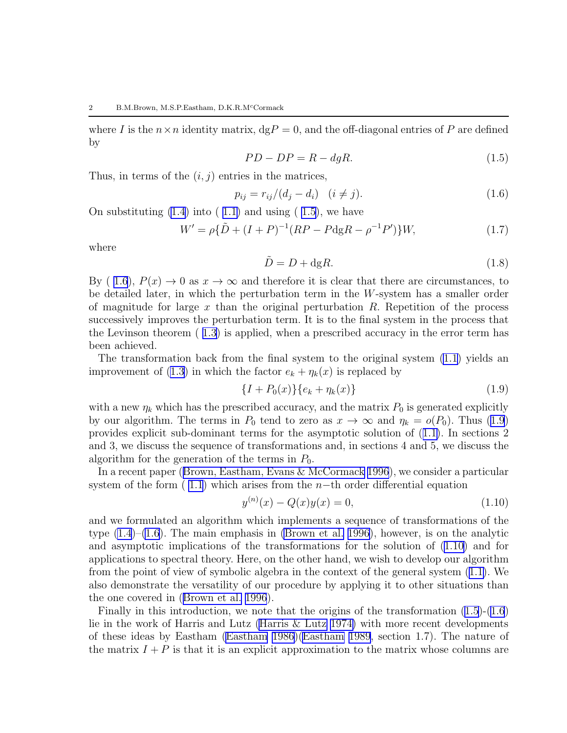where $I$ is the $n \times n$ identity matrix, $\mathrm{dg}P = 0$, and the off-diagonal entries of $P$ are defined by

$$PD - DP = R - dgR. \tag{1.5}$$

Thus, in terms of the $(i, j)$ entries in the matrices,

$$p_{ij} = r_{ij}/(d_j - d_i) \quad (i \neq j). \tag{1.6}$$

On substituting (1.4) into ( 1.1) and using ( 1.5), we have

$$W' = \rho\{\tilde{D} + (I + P)^{-1}(RP - P\mathrm{dg}R - \rho^{-1}P')\}W, \tag{1.7}$$

where

$$\tilde{D} = D + \mathrm{dg}R. \tag{1.8}$$

By ( 1.6), $P(x) \to 0$ as $x \to \infty$ and therefore it is clear that there are circumstances, to be detailed later, in which the perturbation term in the $W$-system has a smaller order of magnitude for large $x$ than the original perturbation $R$. Repetition of the process successively improves the perturbation term. It is to the final system in the process that the Levinson theorem ( 1.3) is applied, when a prescribed accuracy in the error term has been achieved.

The transformation back from the final system to the original system (1.1) yields an improvement of (1.3) in which the factor $e_k + \eta_k(x)$ is replaced by

$$\{I + P_0(x)\}\{e_k + \eta_k(x)\} \tag{1.9}$$

with a new $\eta_k$ which has the prescribed accuracy, and the matrix $P_0$ is generated explicitly by our algorithm. The terms in $P_0$ tend to zero as $x \to \infty$ and $\eta_k = o(P_0)$. Thus (1.9) provides explicit sub-dominant terms for the asymptotic solution of (1.1). In sections 2 and 3, we discuss the sequence of transformations and, in sections 4 and 5, we discuss the algorithm for the generation of the terms in $P_0$.

In a recent paper (Brown, Eastham, Evans & McCormack 1996), we consider a particular system of the form ( 1.1) which arises from the $n-$th order differential equation

$$y^{(n)}(x) - Q(x)y(x) = 0, \tag{1.10}$$

and we formulated an algorithm which implements a sequence of transformations of the type (1.4)–(1.6). The main emphasis in (Brown et al. 1996), however, is on the analytic and asymptotic implications of the transformations for the solution of (1.10) and for applications to spectral theory. Here, on the other hand, we wish to develop our algorithm from the point of view of symbolic algebra in the context of the general system (1.1). We also demonstrate the versatility of our procedure by applying it to other situations than the one covered in (Brown et al. 1996).

Finally in this introduction, we note that the origins of the transformation (1.5)-(1.6) lie in the work of Harris and Lutz (Harris & Lutz 1974) with more recent developments of these ideas by Eastham (Eastham 1986)(Eastham 1989, section 1.7). The nature of the matrix $I + P$ is that it is an explicit approximation to the matrix whose columns are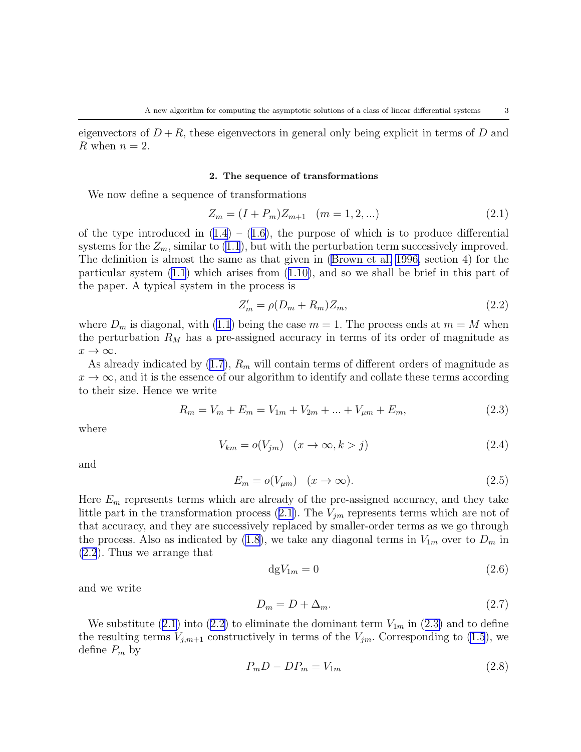eigenvectors of $D+R$, these eigenvectors in general only being explicit in terms of $D$ and $R$ when $n=2$.

## 2. The sequence of transformations

We now define a sequence of transformations

$$Z_m = (I + P_m)Z_{m+1} \quad (m = 1, 2, ...) \tag{2.1}$$

of the type introduced in (1.4) – (1.6), the purpose of which is to produce differential systems for the $Z_m$, similar to (1.1), but with the perturbation term successively improved. The definition is almost the same as that given in (Brown et al. 1996, section 4) for the particular system (1.1) which arises from (1.10), and so we shall be brief in this part of the paper. A typical system in the process is

$$Z'_m = \rho(D_m + R_m)Z_m, \tag{2.2}$$

where $D_m$ is diagonal, with (1.1) being the case $m=1$. The process ends at $m=M$ when the perturbation $R_M$ has a pre-assigned accuracy in terms of its order of magnitude as $x \to \infty$.

As already indicated by (1.7), $R_m$ will contain terms of different orders of magnitude as $x \to \infty$, and it is the essence of our algorithm to identify and collate these terms according to their size. Hence we write

$$R_m = V_m + E_m = V_{1m} + V_{2m} + ... + V_{\mu m} + E_m, \tag{2.3}$$

where

$$V_{km} = o(V_{jm}) \quad (x \to \infty, k > j) \tag{2.4}$$

and

$$E_m = o(V_{\mu m}) \quad (x \to \infty). \tag{2.5}$$

Here $E_m$ represents terms which are already of the pre-assigned accuracy, and they take little part in the transformation process (2.1). The $V_{jm}$ represents terms which are not of that accuracy, and they are successively replaced by smaller-order terms as we go through the process. Also as indicated by (1.8), we take any diagonal terms in $V_{1m}$ over to $D_m$ in (2.2). Thus we arrange that

$$\text{dg}V_{1m} = 0 \tag{2.6}$$

and we write

$$D_m = D + \Delta_m. \tag{2.7}$$

We substitute (2.1) into (2.2) to eliminate the dominant term $V_{1m}$ in (2.3) and to define the resulting terms $V_{j,m+1}$ constructively in terms of the $V_{jm}$. Corresponding to (1.5), we define $P_m$ by

$$P_m D - D P_m = V_{1m} \tag{2.8}$$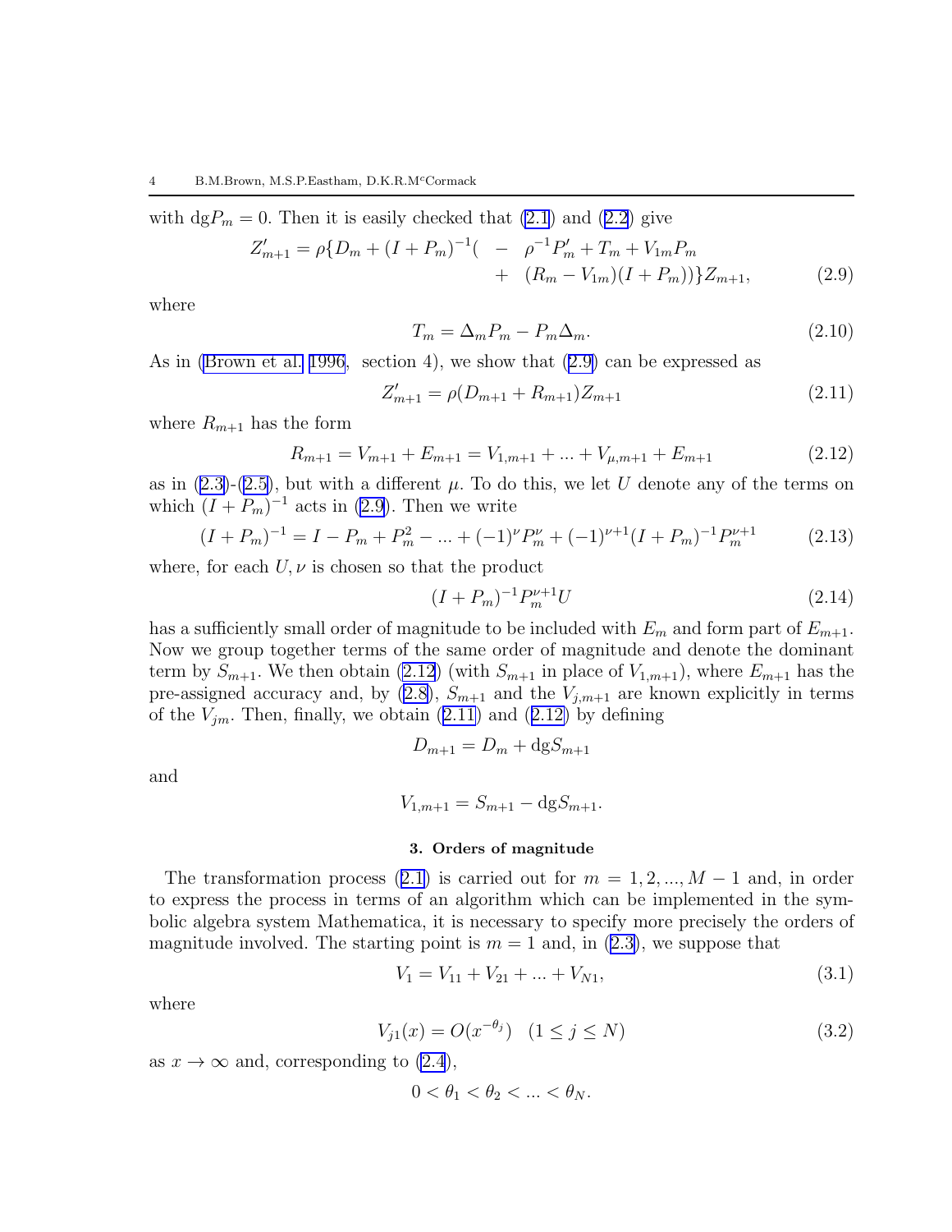with $\mathrm{dg}P_m = 0$. Then it is easily checked that (2.1) and (2.2) give

$$Z'_{m+1} = \rho\{D_m + (I+P_m)^{-1}( \; - \; \rho^{-1}P'_m + T_m + V_{1m}P_m \\ + \; (R_m - V_{1m})(I+P_m))\}Z_{m+1}, \tag{2.9}$$

where

$$T_m = \Delta_m P_m - P_m \Delta_m. \tag{2.10}$$

As in (Brown et al. 1996, section 4), we show that (2.9) can be expressed as

$$Z'_{m+1} = \rho(D_{m+1} + R_{m+1})Z_{m+1} \tag{2.11}$$

where $R_{m+1}$ has the form

$$R_{m+1} = V_{m+1} + E_{m+1} = V_{1,m+1} + ... + V_{\mu,m+1} + E_{m+1} \tag{2.12}$$

as in (2.3)-(2.5), but with a different $\mu$. To do this, we let $U$ denote any of the terms on which $(I+P_m)^{-1}$ acts in (2.9). Then we write

$$(I+P_m)^{-1} = I - P_m + P_m^2 - ... + (-1)^\nu P_m^\nu + (-1)^{\nu+1}(I+P_m)^{-1}P_m^{\nu+1} \tag{2.13}$$

where, for each $U, \nu$ is chosen so that the product

$$(I+P_m)^{-1}P_m^{\nu+1}U \tag{2.14}$$

has a sufficiently small order of magnitude to be included with $E_m$ and form part of $E_{m+1}$. Now we group together terms of the same order of magnitude and denote the dominant term by $S_{m+1}$. We then obtain (2.12) (with $S_{m+1}$ in place of $V_{1,m+1}$), where $E_{m+1}$ has the pre-assigned accuracy and, by (2.8), $S_{m+1}$ and the $V_{j,m+1}$ are known explicitly in terms of the $V_{jm}$. Then, finally, we obtain (2.11) and (2.12) by defining

$$D_{m+1} = D_m + \mathrm{dg}S_{m+1}$$

and

$$V_{1,m+1} = S_{m+1} - \mathrm{dg}S_{m+1}.$$

## 3. Orders of magnitude

The transformation process (2.1) is carried out for $m = 1, 2, ..., M-1$ and, in order to express the process in terms of an algorithm which can be implemented in the symbolic algebra system Mathematica, it is necessary to specify more precisely the orders of magnitude involved. The starting point is $m = 1$ and, in (2.3), we suppose that

$$V_1 = V_{11} + V_{21} + ... + V_{N1}, \tag{3.1}$$

where

$$V_{j1}(x) = O(x^{-\theta_j}) \quad (1 \leq j \leq N) \tag{3.2}$$

as $x \to \infty$ and, corresponding to (2.4),

$$0 < \theta_1 < \theta_2 < ... < \theta_N.$$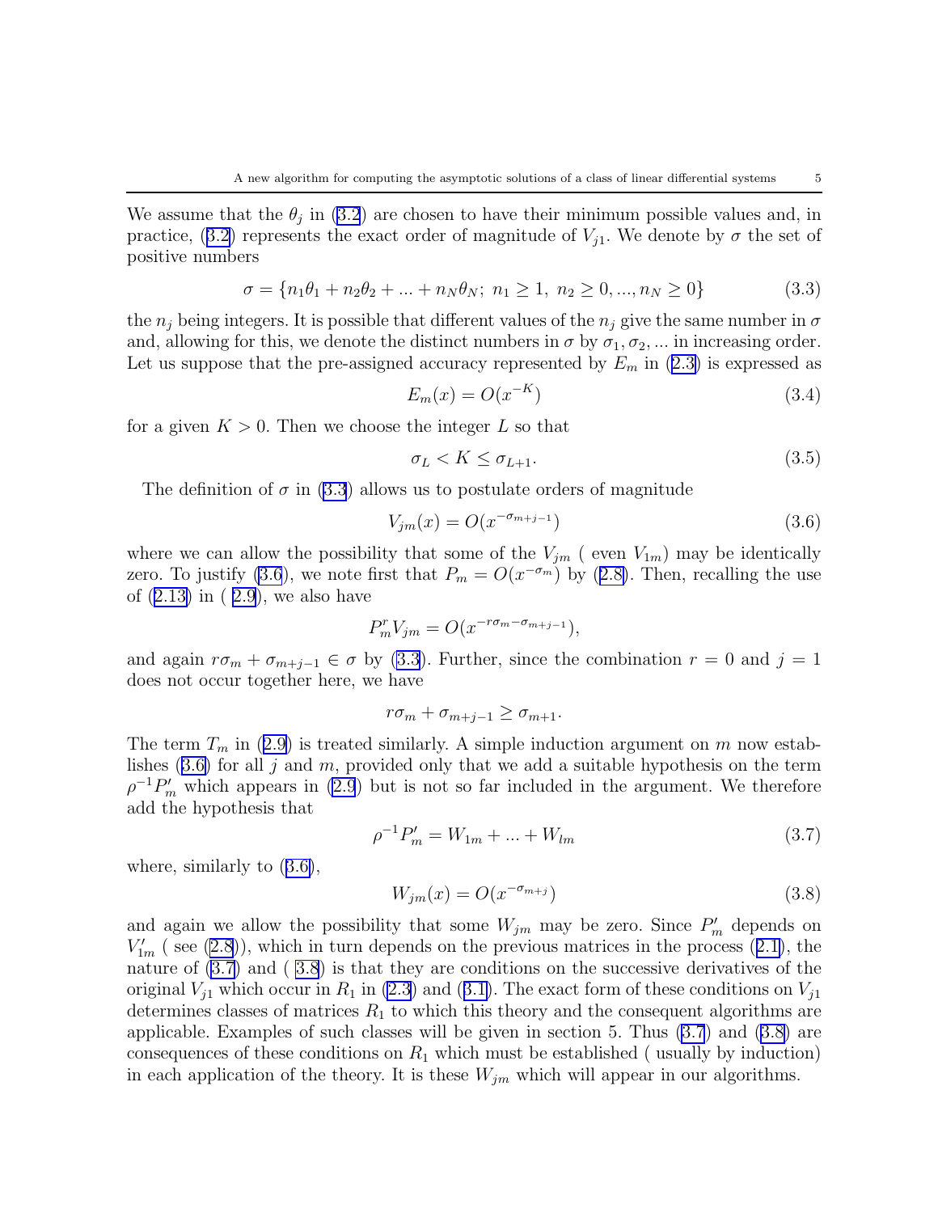We assume that the $\theta_j$ in (3.2) are chosen to have their minimum possible values and, in practice, (3.2) represents the exact order of magnitude of $V_{j1}$. We denote by $\sigma$ the set of positive numbers

$$\sigma = \{n_1\theta_1 + n_2\theta_2 + ... + n_N\theta_N;\ n_1 \geq 1,\ n_2 \geq 0, ..., n_N \geq 0\} \tag{3.3}$$

the $n_j$ being integers. It is possible that different values of the $n_j$ give the same number in $\sigma$ and, allowing for this, we denote the distinct numbers in $\sigma$ by $\sigma_1, \sigma_2, ...$ in increasing order. Let us suppose that the pre-assigned accuracy represented by $E_m$ in (2.3) is expressed as

$$E_m(x) = O(x^{-K}) \tag{3.4}$$

for a given $K > 0$. Then we choose the integer $L$ so that

$$\sigma_L < K \leq \sigma_{L+1}. \tag{3.5}$$

The definition of $\sigma$ in (3.3) allows us to postulate orders of magnitude

$$V_{jm}(x) = O(x^{-\sigma_{m+j-1}}) \tag{3.6}$$

where we can allow the possibility that some of the $V_{jm}$ ( even $V_{1m}$) may be identically zero. To justify (3.6), we note first that $P_m = O(x^{-\sigma_m})$ by (2.8). Then, recalling the use of (2.13) in ( 2.9), we also have

$$P_m^r V_{jm} = O(x^{-r\sigma_m - \sigma_{m+j-1}}),$$

and again $r\sigma_m + \sigma_{m+j-1} \in \sigma$ by (3.3). Further, since the combination $r = 0$ and $j = 1$ does not occur together here, we have

$$r\sigma_m + \sigma_{m+j-1} \geq \sigma_{m+1}.$$

The term $T_m$ in (2.9) is treated similarly. A simple induction argument on $m$ now establishes (3.6) for all $j$ and $m$, provided only that we add a suitable hypothesis on the term $\rho^{-1}P_m'$ which appears in (2.9) but is not so far included in the argument. We therefore add the hypothesis that

$$\rho^{-1}P_m' = W_{1m} + ... + W_{lm} \tag{3.7}$$

where, similarly to (3.6),

$$W_{jm}(x) = O(x^{-\sigma_{m+j}}) \tag{3.8}$$

and again we allow the possibility that some $W_{jm}$ may be zero. Since $P_m'$ depends on $V_{1m}'$ ( see (2.8)), which in turn depends on the previous matrices in the process (2.1), the nature of (3.7) and ( 3.8) is that they are conditions on the successive derivatives of the original $V_{j1}$ which occur in $R_1$ in (2.3) and (3.1). The exact form of these conditions on $V_{j1}$ determines classes of matrices $R_1$ to which this theory and the consequent algorithms are applicable. Examples of such classes will be given in section 5. Thus (3.7) and (3.8) are consequences of these conditions on $R_1$ which must be established ( usually by induction) in each application of the theory. It is these $W_{jm}$ which will appear in our algorithms.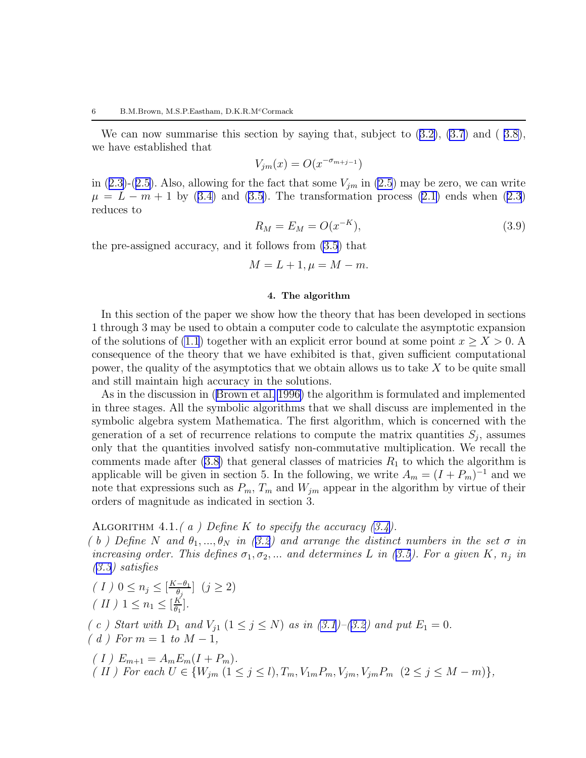We can now summarise this section by saying that, subject to (3.2), (3.7) and ( 3.8), we have established that

$$V_{jm}(x) = O(x^{-\sigma_{m+j-1}})$$

in (2.3)-(2.5). Also, allowing for the fact that some $V_{jm}$ in (2.5) may be zero, we can write $\mu = L - m + 1$ by (3.4) and (3.5). The transformation process (2.1) ends when (2.3) reduces to

$$R_M = E_M = O(x^{-K}), \tag{3.9}$$

the pre-assigned accuracy, and it follows from (3.5) that

$$M = L + 1, \mu = M - m.$$

#### 4. The algorithm

In this section of the paper we show how the theory that has been developed in sections 1 through 3 may be used to obtain a computer code to calculate the asymptotic expansion of the solutions of (1.1) together with an explicit error bound at some point $x \geq X > 0$. A consequence of the theory that we have exhibited is that, given sufficient computational power, the quality of the asymptotics that we obtain allows us to take $X$ to be quite small and still maintain high accuracy in the solutions.

As in the discussion in (Brown et al. 1996) the algorithm is formulated and implemented in three stages. All the symbolic algorithms that we shall discuss are implemented in the symbolic algebra system Mathematica. The first algorithm, which is concerned with the generation of a set of recurrence relations to compute the matrix quantities $S_j$, assumes only that the quantities involved satisfy non-commutative multiplication. We recall the comments made after (3.8) that general classes of matricies $R_1$ to which the algorithm is applicable will be given in section 5. In the following, we write $A_m = (I + P_m)^{-1}$ and we note that expressions such as $P_m$, $T_m$ and $W_{jm}$ appear in the algorithm by virtue of their orders of magnitude as indicated in section 3.

Algorithm 4.1. *( a ) Define $K$ to specify the accuracy (3.4).*

*( b ) Define $N$ and $\theta_1, ..., \theta_N$ in (3.2) and arrange the distinct numbers in the set $\sigma$ in increasing order. This defines $\sigma_1, \sigma_2, ...$ and determines $L$ in (3.5). For a given $K$, $n_j$ in (3.3) satisfies*

*( I ) $0 \leq n_j \leq [\frac{K-\theta_1}{\theta_j}]$ $(j \geq 2)$*

*( II ) $1 \leq n_1 \leq [\frac{K}{\theta_1}]$.*

*( c ) Start with $D_1$ and $V_{j1}$ $(1 \leq j \leq N)$ as in (3.1)–(3.2) and put $E_1 = 0$.*

*( d ) For $m = 1$ to $M - 1$,*

*( I ) $E_{m+1} = A_m E_m (I + P_m)$.*

*( II ) For each $U \in \{W_{jm}\ (1 \leq j \leq l), T_m, V_{1m}P_m, V_{jm}, V_{jm}P_m\ \ (2 \leq j \leq M - m)\}$,*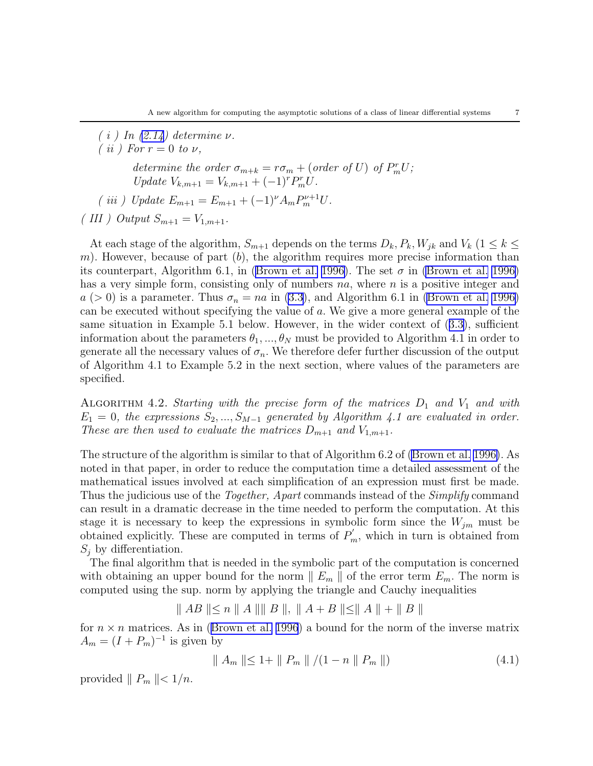*( i ) In (2.14) determine $\nu$.*

*( ii ) For $r = 0$ to $\nu$,*

> *determine the order $\sigma_{m+k} = r\sigma_m + (\text{order of } U)$ of $P_m^r U$;*
>
> *Update $V_{k,m+1} = V_{k,m+1} + (-1)^r P_m^r U$.*

*( iii ) Update $E_{m+1} = E_{m+1} + (-1)^\nu A_m P_m^{\nu+1} U$.*

*( III ) Output $S_{m+1} = V_{1,m+1}$.*

At each stage of the algorithm, $S_{m+1}$ depends on the terms $D_k, P_k, W_{jk}$ and $V_k$ $(1 \leq k \leq m)$. However, because of part $(b)$, the algorithm requires more precise information than its counterpart, Algorithm 6.1, in (Brown et al. 1996). The set $\sigma$ in (Brown et al. 1996) has a very simple form, consisting only of numbers $na$, where $n$ is a positive integer and $a$ $(> 0)$ is a parameter. Thus $\sigma_n = na$ in (3.3), and Algorithm 6.1 in (Brown et al. 1996) can be executed without specifying the value of $a$. We give a more general example of the same situation in Example 5.1 below. However, in the wider context of (3.3), sufficient information about the parameters $\theta_1, ..., \theta_N$ must be provided to Algorithm 4.1 in order to generate all the necessary values of $\sigma_n$. We therefore defer further discussion of the output of Algorithm 4.1 to Example 5.2 in the next section, where values of the parameters are specified.

Algorithm 4.2. *Starting with the precise form of the matrices $D_1$ and $V_1$ and with $E_1 = 0$, the expressions $S_2, ..., S_{M-1}$ generated by Algorithm 4.1 are evaluated in order. These are then used to evaluate the matrices $D_{m+1}$ and $V_{1,m+1}$.*

The structure of the algorithm is similar to that of Algorithm 6.2 of (Brown et al. 1996). As noted in that paper, in order to reduce the computation time a detailed assessment of the mathematical issues involved at each simplification of an expression must first be made. Thus the judicious use of the *Together, Apart* commands instead of the *Simplify* command can result in a dramatic decrease in the time needed to perform the computation. At this stage it is necessary to keep the expressions in symbolic form since the $W_{jm}$ must be obtained explicitly. These are computed in terms of $P_m^{'}$, which in turn is obtained from $S_j$ by differentiation.

The final algorithm that is needed in the symbolic part of the computation is concerned with obtaining an upper bound for the norm $\parallel E_m \parallel$ of the error term $E_m$. The norm is computed using the sup. norm by applying the triangle and Cauchy inequalities

$$\parallel AB \parallel \leq n \parallel A \parallel \parallel B \parallel, \ \parallel A + B \parallel \leq \parallel A \parallel + \parallel B \parallel$$

for $n \times n$ matrices. As in (Brown et al. 1996) a bound for the norm of the inverse matrix $A_m = (I + P_m)^{-1}$ is given by

$$\parallel A_m \parallel \leq 1 + \parallel P_m \parallel / (1 - n \parallel P_m \parallel) \tag{4.1}$$

provided $\parallel P_m \parallel < 1/n$.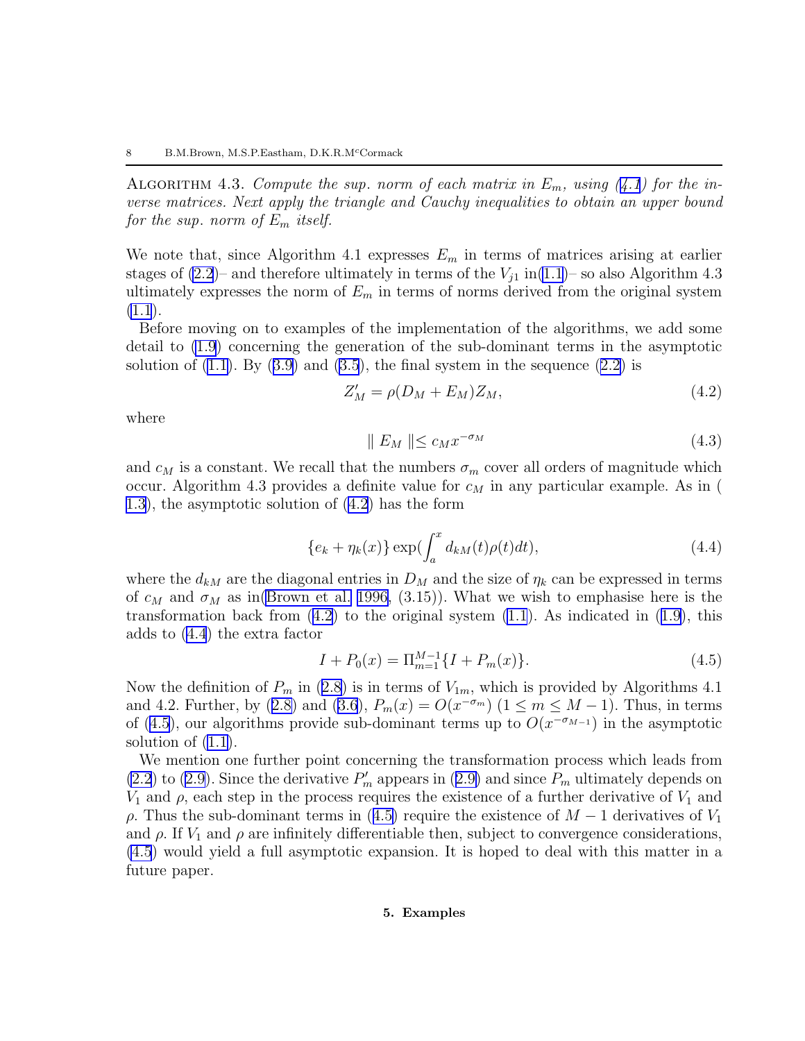ALGORITHM 4.3. *Compute the sup. norm of each matrix in $E_m$, using (4.1) for the inverse matrices. Next apply the triangle and Cauchy inequalities to obtain an upper bound for the sup. norm of $E_m$ itself.*

We note that, since Algorithm 4.1 expresses $E_m$ in terms of matrices arising at earlier stages of (2.2)– and therefore ultimately in terms of the $V_{j1}$ in(1.1)– so also Algorithm 4.3 ultimately expresses the norm of $E_m$ in terms of norms derived from the original system (1.1).

Before moving on to examples of the implementation of the algorithms, we add some detail to (1.9) concerning the generation of the sub-dominant terms in the asymptotic solution of (1.1). By (3.9) and (3.5), the final system in the sequence (2.2) is

$$Z'_M = \rho(D_M + E_M)Z_M, \tag{4.2}$$

where

$$\| E_M \| \leq c_M x^{-\sigma_M} \tag{4.3}$$

and $c_M$ is a constant. We recall that the numbers $\sigma_m$ cover all orders of magnitude which occur. Algorithm 4.3 provides a definite value for $c_M$ in any particular example. As in ( 1.3), the asymptotic solution of (4.2) has the form

$$\{e_k + \eta_k(x)\} \exp(\int_a^x d_{kM}(t)\rho(t)dt), \tag{4.4}$$

where the $d_{kM}$ are the diagonal entries in $D_M$ and the size of $\eta_k$ can be expressed in terms of $c_M$ and $\sigma_M$ as in(Brown et al. 1996, (3.15)). What we wish to emphasise here is the transformation back from (4.2) to the original system (1.1). As indicated in (1.9), this adds to (4.4) the extra factor

$$I + P_0(x) = \Pi_{m=1}^{M-1}\{I + P_m(x)\}. \tag{4.5}$$

Now the definition of $P_m$ in (2.8) is in terms of $V_{1m}$, which is provided by Algorithms 4.1 and 4.2. Further, by (2.8) and (3.6), $P_m(x) = O(x^{-\sigma_m})$ $(1 \leq m \leq M-1)$. Thus, in terms of (4.5), our algorithms provide sub-dominant terms up to $O(x^{-\sigma_{M-1}})$ in the asymptotic solution of (1.1).

We mention one further point concerning the transformation process which leads from (2.2) to (2.9). Since the derivative $P'_m$ appears in (2.9) and since $P_m$ ultimately depends on $V_1$ and $\rho$, each step in the process requires the existence of a further derivative of $V_1$ and $\rho$. Thus the sub-dominant terms in (4.5) require the existence of $M-1$ derivatives of $V_1$ and $\rho$. If $V_1$ and $\rho$ are infinitely differentiable then, subject to convergence considerations, (4.5) would yield a full asymptotic expansion. It is hoped to deal with this matter in a future paper.

## 5. Examples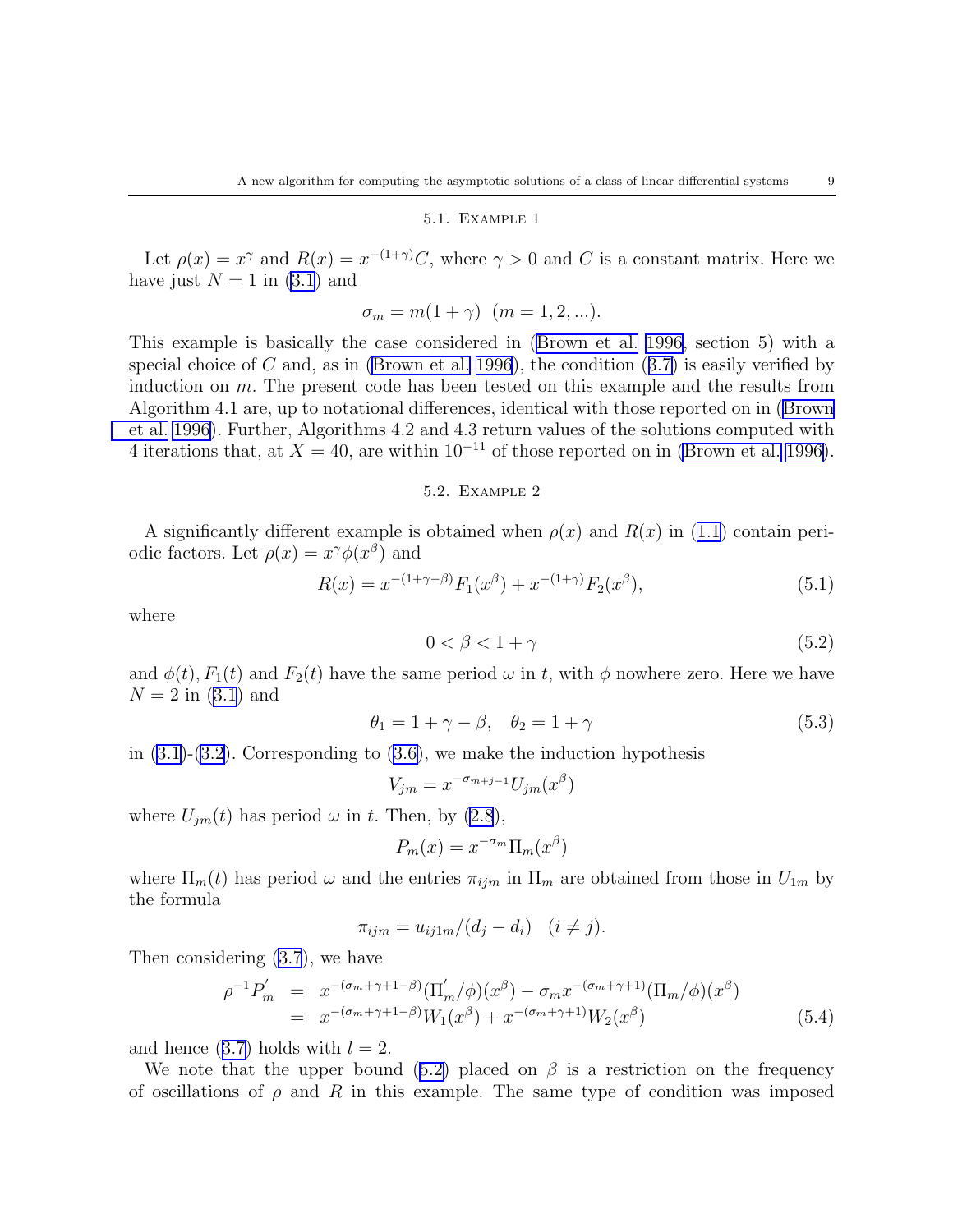### 5.1. Example 1

Let $\rho(x) = x^\gamma$ and $R(x) = x^{-(1+\gamma)}C$, where $\gamma > 0$ and $C$ is a constant matrix. Here we have just $N = 1$ in (3.1) and

$$\sigma_m = m(1+\gamma) \ \ (m = 1, 2, ...).$$

This example is basically the case considered in (Brown et al. 1996, section 5) with a special choice of $C$ and, as in (Brown et al. 1996), the condition (3.7) is easily verified by induction on $m$. The present code has been tested on this example and the results from Algorithm 4.1 are, up to notational differences, identical with those reported on in (Brown et al. 1996). Further, Algorithms 4.2 and 4.3 return values of the solutions computed with 4 iterations that, at $X = 40$, are within $10^{-11}$ of those reported on in (Brown et al. 1996).

### 5.2. Example 2

A significantly different example is obtained when $\rho(x)$ and $R(x)$ in (1.1) contain periodic factors. Let $\rho(x) = x^\gamma \phi(x^\beta)$ and

$$R(x) = x^{-(1+\gamma-\beta)}F_1(x^\beta) + x^{-(1+\gamma)}F_2(x^\beta), \tag{5.1}$$

where

$$0 < \beta < 1+\gamma \tag{5.2}$$

and $\phi(t)$, $F_1(t)$ and $F_2(t)$ have the same period $\omega$ in $t$, with $\phi$ nowhere zero. Here we have $N = 2$ in (3.1) and

$$\theta_1 = 1+\gamma-\beta, \quad \theta_2 = 1+\gamma \tag{5.3}$$

in (3.1)-(3.2). Corresponding to (3.6), we make the induction hypothesis

$$V_{jm} = x^{-\sigma_{m+j-1}}U_{jm}(x^\beta)$$

where $U_{jm}(t)$ has period $\omega$ in $t$. Then, by (2.8),

$$P_m(x) = x^{-\sigma_m}\Pi_m(x^\beta)$$

where $\Pi_m(t)$ has period $\omega$ and the entries $\pi_{ijm}$ in $\Pi_m$ are obtained from those in $U_{1m}$ by the formula

$$\pi_{ijm} = u_{ij1m}/(d_j - d_i) \quad (i \neq j).$$

Then considering (3.7), we have

$$\begin{aligned} \rho^{-1}P_m' &= x^{-(\sigma_m+\gamma+1-\beta)}(\Pi_m'/\phi)(x^\beta) - \sigma_m x^{-(\sigma_m+\gamma+1)}(\Pi_m/\phi)(x^\beta) \\ &= x^{-(\sigma_m+\gamma+1-\beta)}W_1(x^\beta) + x^{-(\sigma_m+\gamma+1)}W_2(x^\beta) \end{aligned} \tag{5.4}$$

and hence (3.7) holds with $l = 2$.

We note that the upper bound (5.2) placed on $\beta$ is a restriction on the frequency of oscillations of $\rho$ and $R$ in this example. The same type of condition was imposed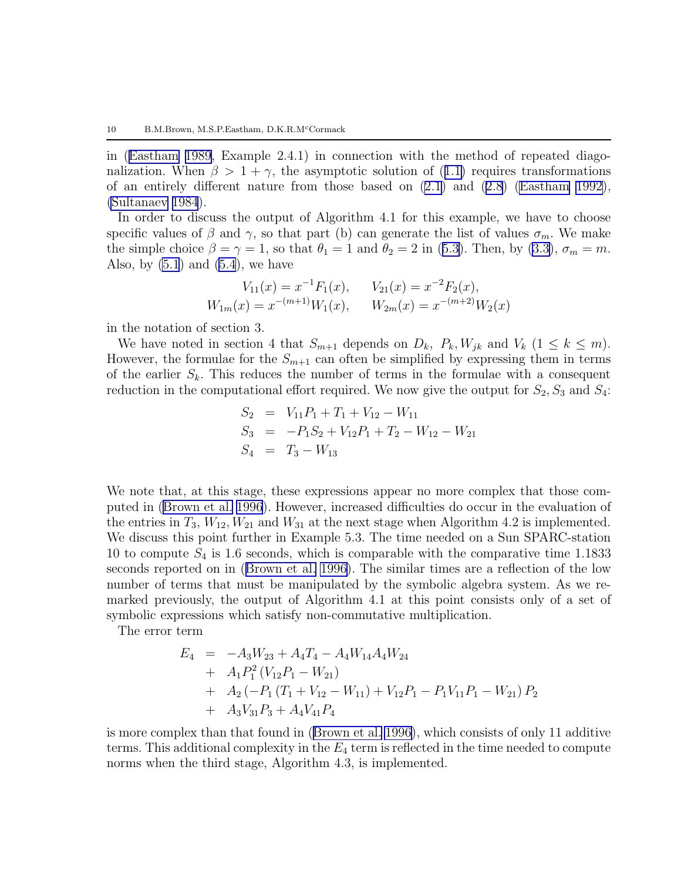in (Eastham 1989, Example 2.4.1) in connection with the method of repeated diagonalization. When $\beta > 1 + \gamma$, the asymptotic solution of (1.1) requires transformations of an entirely different nature from those based on (2.1) and (2.8) (Eastham 1992), (Sultanaev 1984).

In order to discuss the output of Algorithm 4.1 for this example, we have to choose specific values of $\beta$ and $\gamma$, so that part (b) can generate the list of values $\sigma_m$. We make the simple choice $\beta = \gamma = 1$, so that $\theta_1 = 1$ and $\theta_2 = 2$ in (5.3). Then, by (3.3), $\sigma_m = m$. Also, by (5.1) and (5.4), we have

$$
\begin{aligned}
V_{11}(x) &= x^{-1}F_1(x), \qquad V_{21}(x) = x^{-2}F_2(x), \\
W_{1m}(x) &= x^{-(m+1)}W_1(x), \qquad W_{2m}(x) = x^{-(m+2)}W_2(x)
\end{aligned}
$$

in the notation of section 3.

We have noted in section 4 that $S_{m+1}$ depends on $D_k$, $P_k, W_{jk}$ and $V_k$ $(1 \leq k \leq m)$. However, the formulae for the $S_{m+1}$ can often be simplified by expressing them in terms of the earlier $S_k$. This reduces the number of terms in the formulae with a consequent reduction in the computational effort required. We now give the output for $S_2, S_3$ and $S_4$:

$$
\begin{aligned}
S_2 &= V_{11}P_1 + T_1 + V_{12} - W_{11} \\
S_3 &= -P_1S_2 + V_{12}P_1 + T_2 - W_{12} - W_{21} \\
S_4 &= T_3 - W_{13}
\end{aligned}
$$

We note that, at this stage, these expressions appear no more complex that those computed in (Brown et al. 1996). However, increased difficulties do occur in the evaluation of the entries in $T_3, W_{12}, W_{21}$ and $W_{31}$ at the next stage when Algorithm 4.2 is implemented. We discuss this point further in Example 5.3. The time needed on a Sun SPARC-station 10 to compute $S_4$ is 1.6 seconds, which is comparable with the comparative time 1.1833 seconds reported on in (Brown et al. 1996). The similar times are a reflection of the low number of terms that must be manipulated by the symbolic algebra system. As we remarked previously, the output of Algorithm 4.1 at this point consists only of a set of symbolic expressions which satisfy non-commutative multiplication.

The error term

$$
\begin{aligned}
E_4 &= -A_3W_{23} + A_4T_4 - A_4W_{14}A_4W_{24} \\
&+ A_1P_1^2\left(V_{12}P_1 - W_{21}\right) \\
&+ A_2\left(-P_1\left(T_1 + V_{12} - W_{11}\right) + V_{12}P_1 - P_1V_{11}P_1 - W_{21}\right)P_2 \\
&+ A_3V_{31}P_3 + A_4V_{41}P_4
\end{aligned}
$$

is more complex than that found in (Brown et al. 1996), which consists of only 11 additive terms. This additional complexity in the $E_4$ term is reflected in the time needed to compute norms when the third stage, Algorithm 4.3, is implemented.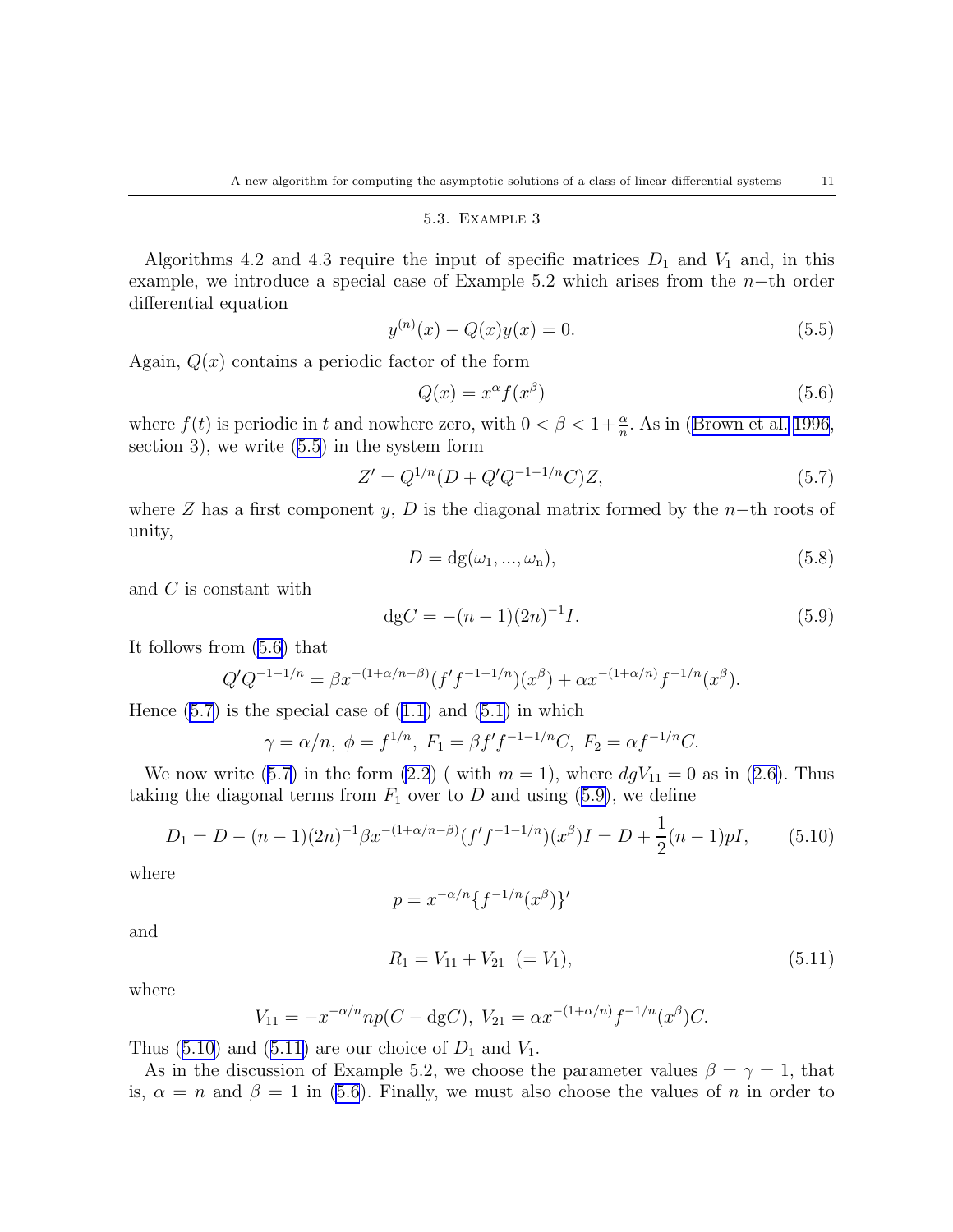### 5.3. Example 3

Algorithms 4.2 and 4.3 require the input of specific matrices $D_1$ and $V_1$ and, in this example, we introduce a special case of Example 5.2 which arises from the $n-$th order differential equation

$$y^{(n)}(x) - Q(x)y(x) = 0. \tag{5.5}$$

Again, $Q(x)$ contains a periodic factor of the form

$$Q(x) = x^\alpha f(x^\beta) \tag{5.6}$$

where $f(t)$ is periodic in $t$ and nowhere zero, with $0 < \beta < 1 + \frac{\alpha}{n}$. As in (Brown et al. 1996, section 3), we write (5.5) in the system form

$$Z' = Q^{1/n}(D + Q'Q^{-1-1/n}C)Z, \tag{5.7}$$

where $Z$ has a first component $y$, $D$ is the diagonal matrix formed by the $n-$th roots of unity,

$$D = \mathrm{dg}(\omega_1, ..., \omega_n), \tag{5.8}$$

and $C$ is constant with

$$\mathrm{dg}C = -(n-1)(2n)^{-1}I. \tag{5.9}$$

It follows from (5.6) that

$$Q'Q^{-1-1/n} = \beta x^{-(1+\alpha/n-\beta)}(f'f^{-1-1/n})(x^\beta) + \alpha x^{-(1+\alpha/n)}f^{-1/n}(x^\beta).$$

Hence (5.7) is the special case of (1.1) and (5.1) in which

$$\gamma = \alpha/n,\ \phi = f^{1/n},\ F_1 = \beta f'f^{-1-1/n}C,\ F_2 = \alpha f^{-1/n}C.$$

We now write (5.7) in the form (2.2) ( with $m = 1$), where $dgV_{11} = 0$ as in (2.6). Thus taking the diagonal terms from $F_1$ over to $D$ and using (5.9), we define

$$D_1 = D - (n-1)(2n)^{-1}\beta x^{-(1+\alpha/n-\beta)}(f'f^{-1-1/n})(x^\beta)I = D + \frac{1}{2}(n-1)pI, \tag{5.10}$$

where

$$p = x^{-\alpha/n}\{f^{-1/n}(x^\beta)\}'$$

and

$$R_1 = V_{11} + V_{21} \ \ (= V_1), \tag{5.11}$$

where

$$V_{11} = -x^{-\alpha/n}np(C - \mathrm{dg}C),\ V_{21} = \alpha x^{-(1+\alpha/n)}f^{-1/n}(x^\beta)C.$$

Thus (5.10) and (5.11) are our choice of $D_1$ and $V_1$.

As in the discussion of Example 5.2, we choose the parameter values $\beta = \gamma = 1$, that is, $\alpha = n$ and $\beta = 1$ in (5.6). Finally, we must also choose the values of $n$ in order to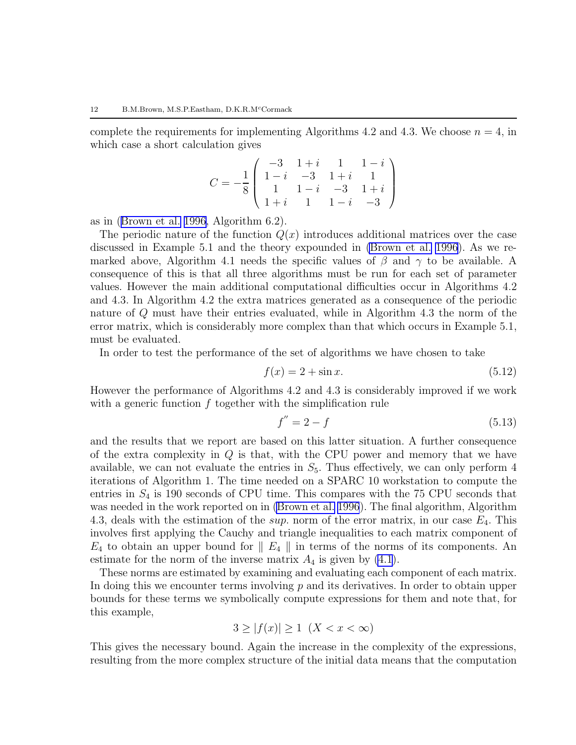complete the requirements for implementing Algorithms 4.2 and 4.3. We choose $n = 4$, in which case a short calculation gives

$$C = -\frac{1}{8}\begin{pmatrix} -3 & 1+i & 1 & 1-i \\ 1-i & -3 & 1+i & 1 \\ 1 & 1-i & -3 & 1+i \\ 1+i & 1 & 1-i & -3 \end{pmatrix}$$

as in (Brown et al. 1996, Algorithm 6.2).

The periodic nature of the function $Q(x)$ introduces additional matrices over the case discussed in Example 5.1 and the theory expounded in (Brown et al. 1996). As we remarked above, Algorithm 4.1 needs the specific values of $\beta$ and $\gamma$ to be available. A consequence of this is that all three algorithms must be run for each set of parameter values. However the main additional computational difficulties occur in Algorithms 4.2 and 4.3. In Algorithm 4.2 the extra matrices generated as a consequence of the periodic nature of $Q$ must have their entries evaluated, while in Algorithm 4.3 the norm of the error matrix, which is considerably more complex than that which occurs in Example 5.1, must be evaluated.

In order to test the performance of the set of algorithms we have chosen to take

$$f(x) = 2 + \sin x. \tag{5.12}$$

However the performance of Algorithms 4.2 and 4.3 is considerably improved if we work with a generic function $f$ together with the simplification rule

$$f^{''} = 2 - f \tag{5.13}$$

and the results that we report are based on this latter situation. A further consequence of the extra complexity in $Q$ is that, with the CPU power and memory that we have available, we can not evaluate the entries in $S_5$. Thus effectively, we can only perform 4 iterations of Algorithm 1. The time needed on a SPARC 10 workstation to compute the entries in $S_4$ is 190 seconds of CPU time. This compares with the 75 CPU seconds that was needed in the work reported on in (Brown et al. 1996). The final algorithm, Algorithm 4.3, deals with the estimation of the *sup.* norm of the error matrix, in our case $E_4$. This involves first applying the Cauchy and triangle inequalities to each matrix component of $E_4$ to obtain an upper bound for $\parallel E_4 \parallel$ in terms of the norms of its components. An estimate for the norm of the inverse matrix $A_4$ is given by (4.1).

These norms are estimated by examining and evaluating each component of each matrix. In doing this we encounter terms involving $p$ and its derivatives. In order to obtain upper bounds for these terms we symbolically compute expressions for them and note that, for this example,

$$3 \geq |f(x)| \geq 1 \ \ (X < x < \infty)$$

This gives the necessary bound. Again the increase in the complexity of the expressions, resulting from the more complex structure of the initial data means that the computation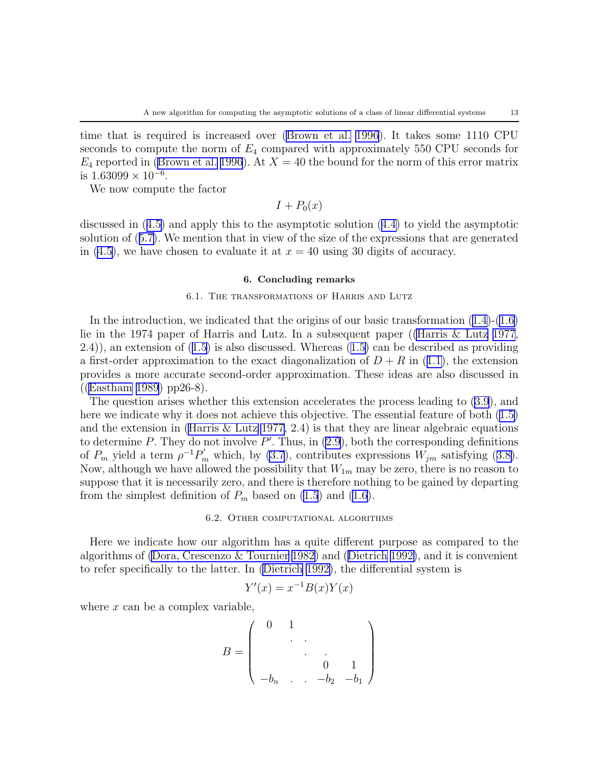time that is required is increased over (Brown et al. 1996). It takes some 1110 CPU seconds to compute the norm of $E_4$ compared with approximately 550 CPU seconds for $E_4$ reported in (Brown et al. 1996). At $X = 40$ the bound for the norm of this error matrix is $1.63099 \times 10^{-6}$.

We now compute the factor

$$I + P_0(x)$$

discussed in (4.5) and apply this to the asymptotic solution (4.4) to yield the asymptotic solution of (5.7). We mention that in view of the size of the expressions that are generated in (4.5), we have chosen to evaluate it at $x = 40$ using 30 digits of accuracy.

## 6. Concluding remarks

### 6.1. The transformations of Harris and Lutz

In the introduction, we indicated that the origins of our basic transformation (1.4)-(1.6) lie in the 1974 paper of Harris and Lutz. In a subsequent paper ((Harris & Lutz 1977, 2.4)), an extension of (1.5) is also discussed. Whereas (1.5) can be described as providing a first-order approximation to the exact diagonalization of $D + R$ in (1.1), the extension provides a more accurate second-order approximation. These ideas are also discussed in ((Eastham 1989) pp26-8).

The question arises whether this extension accelerates the process leading to (3.9), and here we indicate why it does not achieve this objective. The essential feature of both (1.5) and the extension in (Harris & Lutz 1977, 2.4) is that they are linear algebraic equations to determine $P$. They do not involve $P'$. Thus, in (2.9), both the corresponding definitions of $P_m$ yield a term $\rho^{-1}P_m'$ which, by (3.7), contributes expressions $W_{jm}$ satisfying (3.8). Now, although we have allowed the possibility that $W_{1m}$ may be zero, there is no reason to suppose that it is necessarily zero, and there is therefore nothing to be gained by departing from the simplest definition of $P_m$ based on (1.5) and (1.6).

### 6.2. Other computational algorithms

Here we indicate how our algorithm has a quite different purpose as compared to the algorithms of (Dora, Crescenzo & Tournier 1982) and (Dietrich 1992), and it is convenient to refer specifically to the latter. In (Dietrich 1992), the differential system is

$$Y'(x) = x^{-1}B(x)Y(x)$$

where $x$ can be a complex variable,

$$B = \begin{pmatrix} 0 & 1 & & & \\ & . & . & & \\ & & . & . & \\ & & & 0 & 1 \\ -b_n & . & . & -b_2 & -b_1 \end{pmatrix}$$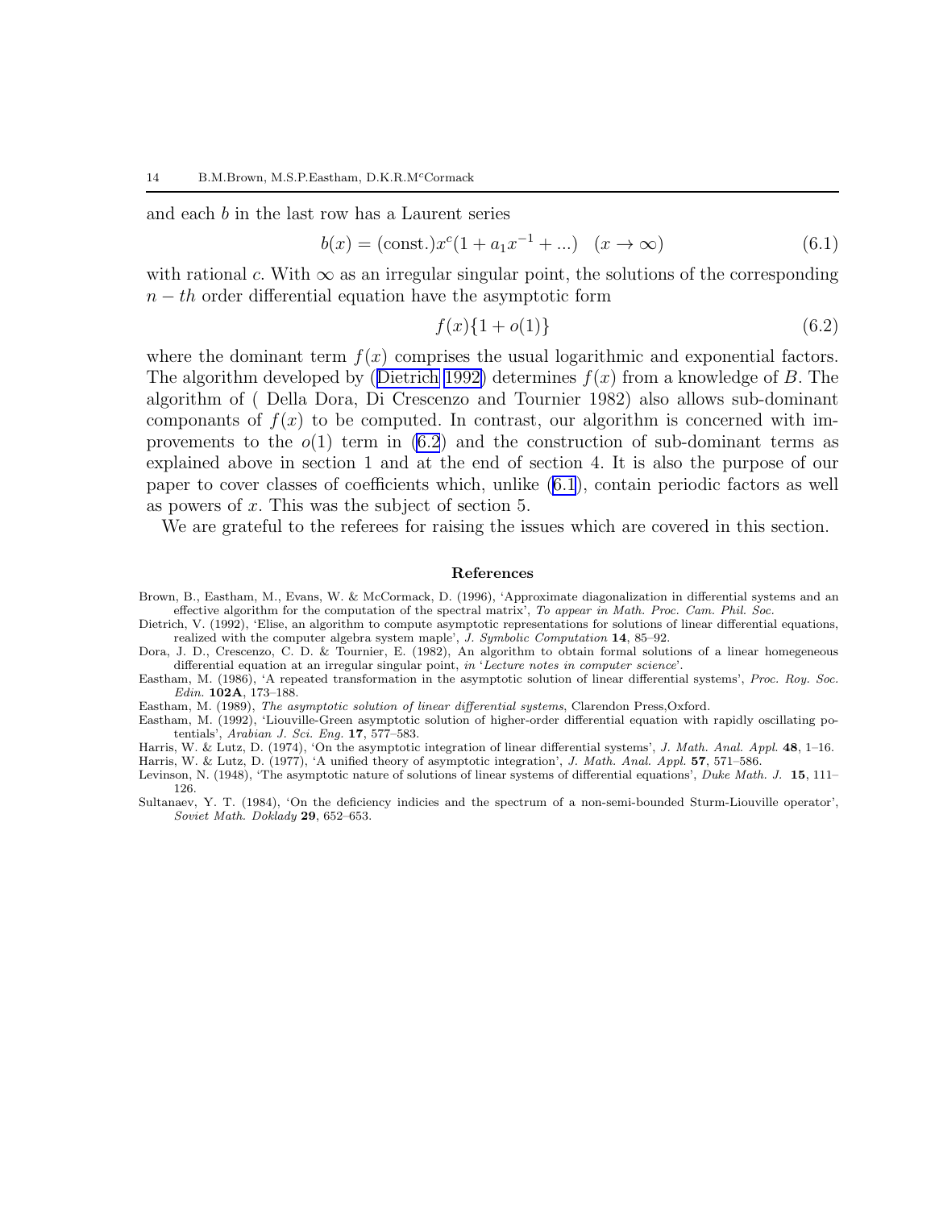and each $b$ in the last row has a Laurent series

$$b(x) = (\text{const.})x^c(1 + a_1 x^{-1} + ...) \quad (x \to \infty) \tag{6.1}$$

with rational $c$. With $\infty$ as an irregular singular point, the solutions of the corresponding $n - th$ order differential equation have the asymptotic form

$$f(x)\{1 + o(1)\} \tag{6.2}$$

where the dominant term $f(x)$ comprises the usual logarithmic and exponential factors. The algorithm developed by (Dietrich 1992) determines $f(x)$ from a knowledge of $B$. The algorithm of ( Della Dora, Di Crescenzo and Tournier 1982) also allows sub-dominant componants of $f(x)$ to be computed. In contrast, our algorithm is concerned with improvements to the $o(1)$ term in (6.2) and the construction of sub-dominant terms as explained above in section 1 and at the end of section 4. It is also the purpose of our paper to cover classes of coefficients which, unlike (6.1), contain periodic factors as well as powers of $x$. This was the subject of section 5.

We are grateful to the referees for raising the issues which are covered in this section.

## References

Brown, B., Eastham, M., Evans, W. & McCormack, D. (1996), 'Approximate diagonalization in differential systems and an effective algorithm for the computation of the spectral matrix', *To appear in Math. Proc. Cam. Phil. Soc.*

Dietrich, V. (1992), 'Elise, an algorithm to compute asymptotic representations for solutions of linear differential equations, realized with the computer algebra system maple', *J. Symbolic Computation* **14**, 85–92.

Dora, J. D., Crescenzo, C. D. & Tournier, E. (1982), An algorithm to obtain formal solutions of a linear homegeneous differential equation at an irregular singular point, *in* '*Lecture notes in computer science*'.

Eastham, M. (1986), 'A repeated transformation in the asymptotic solution of linear differential systems', *Proc. Roy. Soc. Edin.* **102A**, 173–188.

Eastham, M. (1989), *The asymptotic solution of linear differential systems*, Clarendon Press,Oxford.

Eastham, M. (1992), 'Liouville-Green asymptotic solution of higher-order differential equation with rapidly oscillating potentials', *Arabian J. Sci. Eng.* **17**, 577–583.

Harris, W. & Lutz, D. (1974), 'On the asymptotic integration of linear differential systems', *J. Math. Anal. Appl.* **48**, 1–16.

Harris, W. & Lutz, D. (1977), 'A unified theory of asymptotic integration', *J. Math. Anal. Appl.* **57**, 571–586.

Levinson, N. (1948), 'The asymptotic nature of solutions of linear systems of differential equations', *Duke Math. J.* **15**, 111–126.

Sultanaev, Y. T. (1984), 'On the deficiency indicies and the spectrum of a non-semi-bounded Sturm-Liouville operator', *Soviet Math. Doklady* **29**, 652–653.